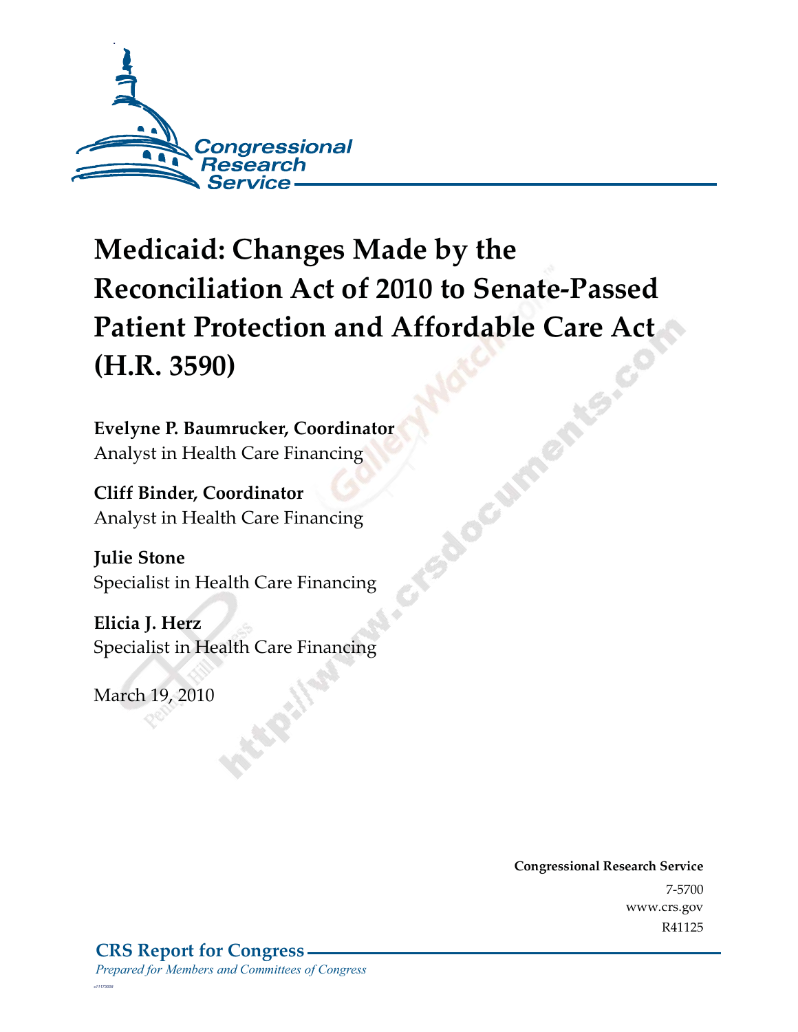Congressional Research Service

# Medicaid: Changes Made by the Reconciliation Act of 2010 to Senate-Passed Patient Protection and Affordable Care Act (H.R. 3590)

**Evelyne P. Baumrucker, Coordinator**
Analyst in Health Care Financing

**Cliff Binder, Coordinator**
Analyst in Health Care Financing

**Julie Stone**
Specialist in Health Care Financing

**Elicia J. Herz**
Specialist in Health Care Financing

March 19, 2010

**Congressional Research Service**
7-5700
www.crs.gov
R41125

**CRS Report for Congress**
*Prepared for Members and Committees of Congress*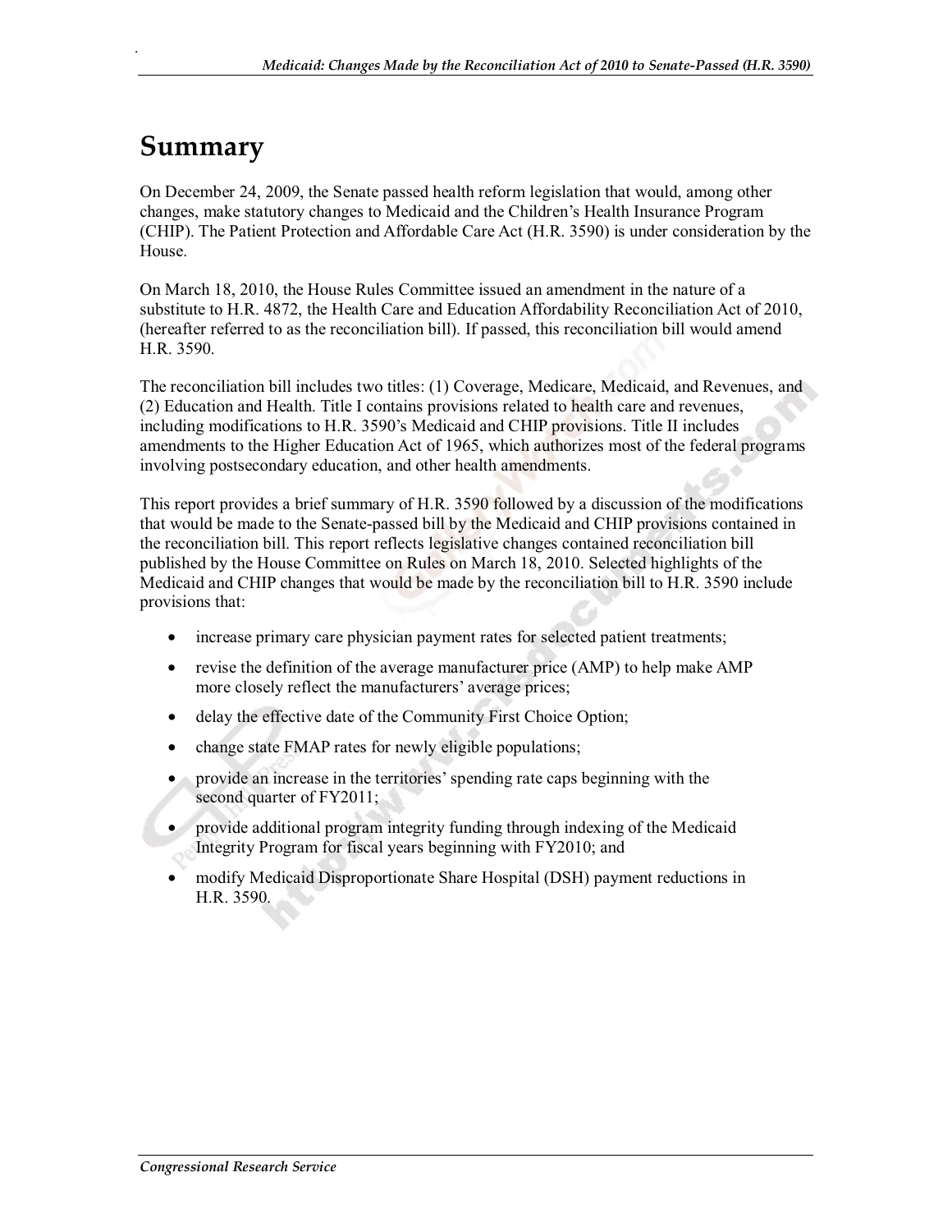# Summary

On December 24, 2009, the Senate passed health reform legislation that would, among other changes, make statutory changes to Medicaid and the Children's Health Insurance Program (CHIP). The Patient Protection and Affordable Care Act (H.R. 3590) is under consideration by the House.

On March 18, 2010, the House Rules Committee issued an amendment in the nature of a substitute to H.R. 4872, the Health Care and Education Affordability Reconciliation Act of 2010, (hereafter referred to as the reconciliation bill). If passed, this reconciliation bill would amend H.R. 3590.

The reconciliation bill includes two titles: (1) Coverage, Medicare, Medicaid, and Revenues, and (2) Education and Health. Title I contains provisions related to health care and revenues, including modifications to H.R. 3590's Medicaid and CHIP provisions. Title II includes amendments to the Higher Education Act of 1965, which authorizes most of the federal programs involving postsecondary education, and other health amendments.

This report provides a brief summary of H.R. 3590 followed by a discussion of the modifications that would be made to the Senate-passed bill by the Medicaid and CHIP provisions contained in the reconciliation bill. This report reflects legislative changes contained reconciliation bill published by the House Committee on Rules on March 18, 2010. Selected highlights of the Medicaid and CHIP changes that would be made by the reconciliation bill to H.R. 3590 include provisions that:

- increase primary care physician payment rates for selected patient treatments;
- revise the definition of the average manufacturer price (AMP) to help make AMP more closely reflect the manufacturers' average prices;
- delay the effective date of the Community First Choice Option;
- change state FMAP rates for newly eligible populations;
- provide an increase in the territories' spending rate caps beginning with the second quarter of FY2011;
- provide additional program integrity funding through indexing of the Medicaid Integrity Program for fiscal years beginning with FY2010; and
- modify Medicaid Disproportionate Share Hospital (DSH) payment reductions in H.R. 3590.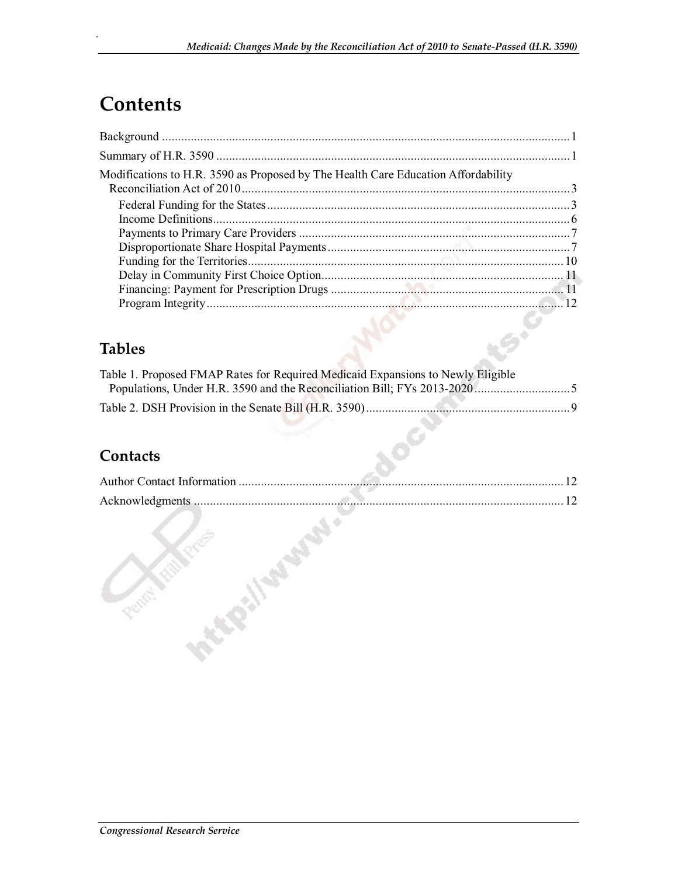# Contents

Background ........................................................................................................................ 1

Summary of H.R. 3590 ....................................................................................................... 1

Modifications to H.R. 3590 as Proposed by The Health Care Education Affordability Reconciliation Act of 2010 ...................................................................................................... 3

- Federal Funding for the States ........................................................................................ 3
- Income Definitions.......................................................................................................... 6
- Payments to Primary Care Providers ................................................................................ 7
- Disproportionate Share Hospital Payments ...................................................................... 7
- Funding for the Territories............................................................................................. 10
- Delay in Community First Choice Option....................................................................... 11
- Financing: Payment for Prescription Drugs .................................................................... 11
- Program Integrity.......................................................................................................... 12

## Tables

Table 1. Proposed FMAP Rates for Required Medicaid Expansions to Newly Eligible Populations, Under H.R. 3590 and the Reconciliation Bill; FYs 2013-2020 ............................. 5

Table 2. DSH Provision in the Senate Bill (H.R. 3590) ............................................................... 9

## Contacts

Author Contact Information .................................................................................................... 12

Acknowledgments ................................................................................................................... 12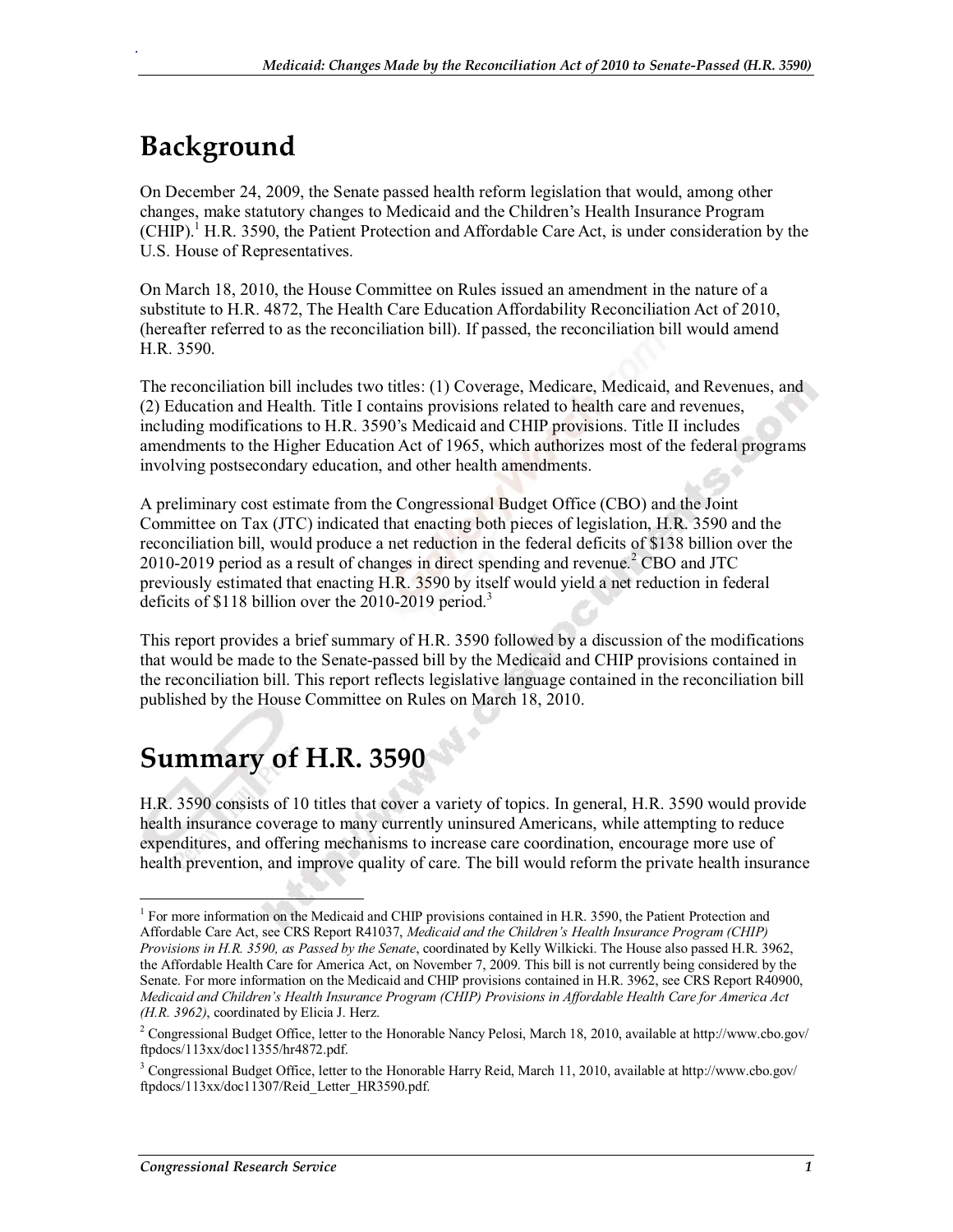# Background

On December 24, 2009, the Senate passed health reform legislation that would, among other changes, make statutory changes to Medicaid and the Children's Health Insurance Program (CHIP).[1] H.R. 3590, the Patient Protection and Affordable Care Act, is under consideration by the U.S. House of Representatives.

On March 18, 2010, the House Committee on Rules issued an amendment in the nature of a substitute to H.R. 4872, The Health Care Education Affordability Reconciliation Act of 2010, (hereafter referred to as the reconciliation bill). If passed, the reconciliation bill would amend H.R. 3590.

The reconciliation bill includes two titles: (1) Coverage, Medicare, Medicaid, and Revenues, and (2) Education and Health. Title I contains provisions related to health care and revenues, including modifications to H.R. 3590's Medicaid and CHIP provisions. Title II includes amendments to the Higher Education Act of 1965, which authorizes most of the federal programs involving postsecondary education, and other health amendments.

A preliminary cost estimate from the Congressional Budget Office (CBO) and the Joint Committee on Tax (JTC) indicated that enacting both pieces of legislation, H.R. 3590 and the reconciliation bill, would produce a net reduction in the federal deficits of $138 billion over the 2010-2019 period as a result of changes in direct spending and revenue.[2] CBO and JTC previously estimated that enacting H.R. 3590 by itself would yield a net reduction in federal deficits of $118 billion over the 2010-2019 period.[3]

This report provides a brief summary of H.R. 3590 followed by a discussion of the modifications that would be made to the Senate-passed bill by the Medicaid and CHIP provisions contained in the reconciliation bill. This report reflects legislative language contained in the reconciliation bill published by the House Committee on Rules on March 18, 2010.

# Summary of H.R. 3590

H.R. 3590 consists of 10 titles that cover a variety of topics. In general, H.R. 3590 would provide health insurance coverage to many currently uninsured Americans, while attempting to reduce expenditures, and offering mechanisms to increase care coordination, encourage more use of health prevention, and improve quality of care. The bill would reform the private health insurance

---

[1] For more information on the Medicaid and CHIP provisions contained in H.R. 3590, the Patient Protection and Affordable Care Act, see CRS Report R41037, *Medicaid and the Children's Health Insurance Program (CHIP) Provisions in H.R. 3590, as Passed by the Senate*, coordinated by Kelly Wilkicki. The House also passed H.R. 3962, the Affordable Health Care for America Act, on November 7, 2009. This bill is not currently being considered by the Senate. For more information on the Medicaid and CHIP provisions contained in H.R. 3962, see CRS Report R40900, *Medicaid and Children's Health Insurance Program (CHIP) Provisions in Affordable Health Care for America Act (H.R. 3962)*, coordinated by Elicia J. Herz.

[2] Congressional Budget Office, letter to the Honorable Nancy Pelosi, March 18, 2010, available at http://www.cbo.gov/ftpdocs/113xx/doc11355/hr4872.pdf.

[3] Congressional Budget Office, letter to the Honorable Harry Reid, March 11, 2010, available at http://www.cbo.gov/ftpdocs/113xx/doc11307/Reid_Letter_HR3590.pdf.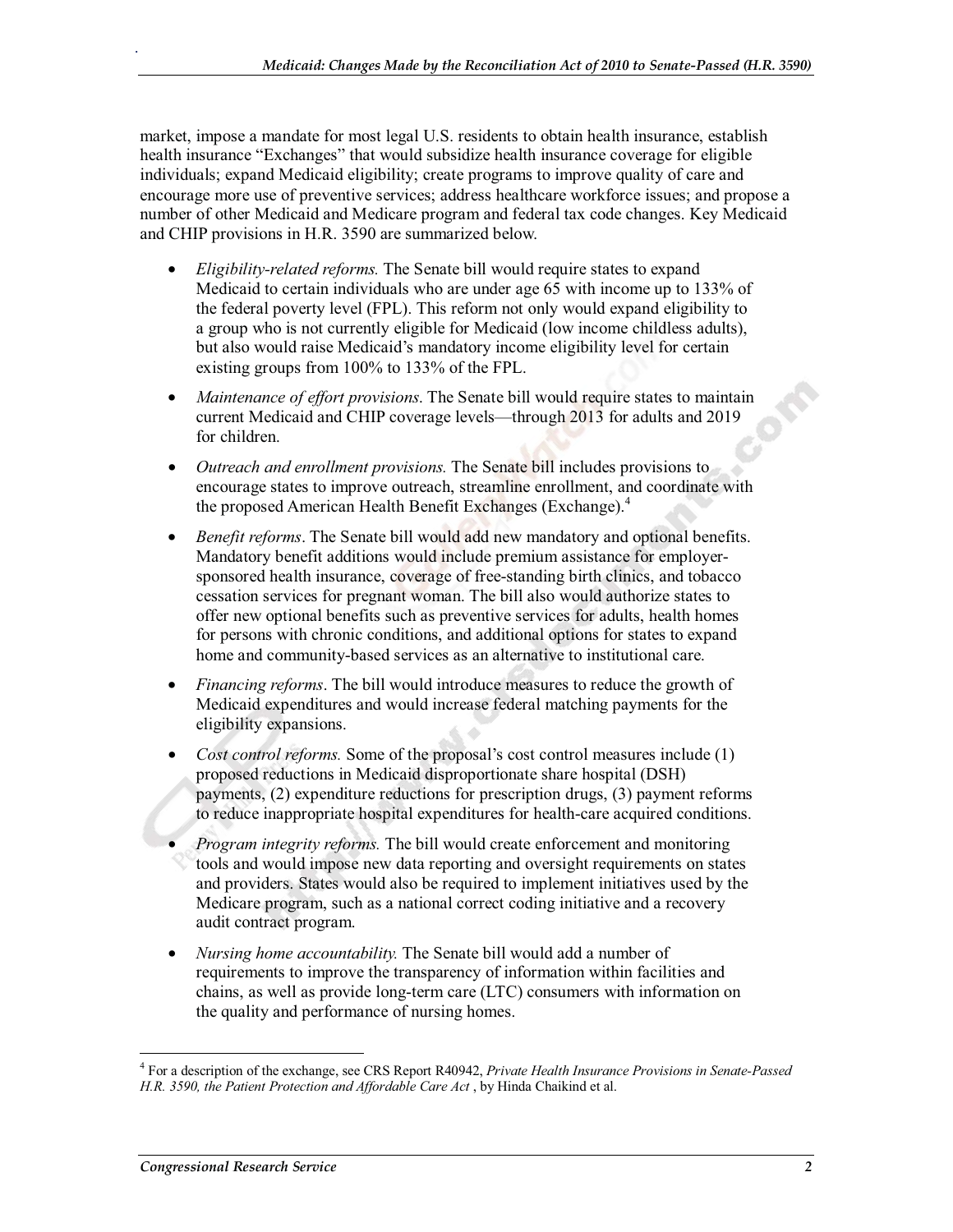market, impose a mandate for most legal U.S. residents to obtain health insurance, establish health insurance "Exchanges" that would subsidize health insurance coverage for eligible individuals; expand Medicaid eligibility; create programs to improve quality of care and encourage more use of preventive services; address healthcare workforce issues; and propose a number of other Medicaid and Medicare program and federal tax code changes. Key Medicaid and CHIP provisions in H.R. 3590 are summarized below.

- *Eligibility-related reforms.* The Senate bill would require states to expand Medicaid to certain individuals who are under age 65 with income up to 133% of the federal poverty level (FPL). This reform not only would expand eligibility to a group who is not currently eligible for Medicaid (low income childless adults), but also would raise Medicaid's mandatory income eligibility level for certain existing groups from 100% to 133% of the FPL.
- *Maintenance of effort provisions*. The Senate bill would require states to maintain current Medicaid and CHIP coverage levels—through 2013 for adults and 2019 for children.
- *Outreach and enrollment provisions.* The Senate bill includes provisions to encourage states to improve outreach, streamline enrollment, and coordinate with the proposed American Health Benefit Exchanges (Exchange).[4]
- *Benefit reforms*. The Senate bill would add new mandatory and optional benefits. Mandatory benefit additions would include premium assistance for employer-sponsored health insurance, coverage of free-standing birth clinics, and tobacco cessation services for pregnant woman. The bill also would authorize states to offer new optional benefits such as preventive services for adults, health homes for persons with chronic conditions, and additional options for states to expand home and community-based services as an alternative to institutional care.
- *Financing reforms*. The bill would introduce measures to reduce the growth of Medicaid expenditures and would increase federal matching payments for the eligibility expansions.
- *Cost control reforms.* Some of the proposal's cost control measures include (1) proposed reductions in Medicaid disproportionate share hospital (DSH) payments, (2) expenditure reductions for prescription drugs, (3) payment reforms to reduce inappropriate hospital expenditures for health-care acquired conditions.
- *Program integrity reforms.* The bill would create enforcement and monitoring tools and would impose new data reporting and oversight requirements on states and providers. States would also be required to implement initiatives used by the Medicare program, such as a national correct coding initiative and a recovery audit contract program.
- *Nursing home accountability.* The Senate bill would add a number of requirements to improve the transparency of information within facilities and chains, as well as provide long-term care (LTC) consumers with information on the quality and performance of nursing homes.

[4] For a description of the exchange, see CRS Report R40942, *Private Health Insurance Provisions in Senate-Passed H.R. 3590, the Patient Protection and Affordable Care Act* , by Hinda Chaikind et al.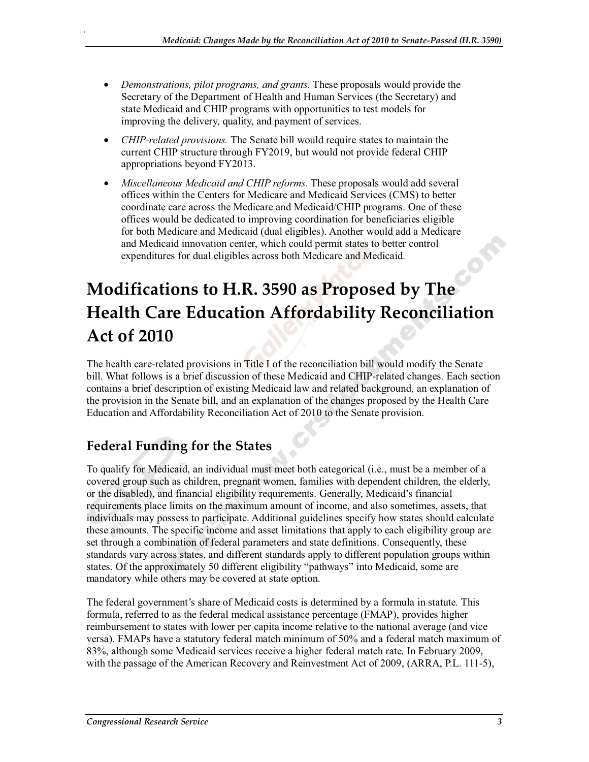- *Demonstrations, pilot programs, and grants.* These proposals would provide the Secretary of the Department of Health and Human Services (the Secretary) and state Medicaid and CHIP programs with opportunities to test models for improving the delivery, quality, and payment of services.
- *CHIP-related provisions.* The Senate bill would require states to maintain the current CHIP structure through FY2019, but would not provide federal CHIP appropriations beyond FY2013.
- *Miscellaneous Medicaid and CHIP reforms.* These proposals would add several offices within the Centers for Medicare and Medicaid Services (CMS) to better coordinate care across the Medicare and Medicaid/CHIP programs. One of these offices would be dedicated to improving coordination for beneficiaries eligible for both Medicare and Medicaid (dual eligibles). Another would add a Medicare and Medicaid innovation center, which could permit states to better control expenditures for dual eligibles across both Medicare and Medicaid.

# Modifications to H.R. 3590 as Proposed by The Health Care Education Affordability Reconciliation Act of 2010

The health care-related provisions in Title I of the reconciliation bill would modify the Senate bill. What follows is a brief discussion of these Medicaid and CHIP-related changes. Each section contains a brief description of existing Medicaid law and related background, an explanation of the provision in the Senate bill, and an explanation of the changes proposed by the Health Care Education and Affordability Reconciliation Act of 2010 to the Senate provision.

## Federal Funding for the States

To qualify for Medicaid, an individual must meet both categorical (i.e., must be a member of a covered group such as children, pregnant women, families with dependent children, the elderly, or the disabled), and financial eligibility requirements. Generally, Medicaid's financial requirements place limits on the maximum amount of income, and also sometimes, assets, that individuals may possess to participate. Additional guidelines specify how states should calculate these amounts. The specific income and asset limitations that apply to each eligibility group are set through a combination of federal parameters and state definitions. Consequently, these standards vary across states, and different standards apply to different population groups within states. Of the approximately 50 different eligibility "pathways" into Medicaid, some are mandatory while others may be covered at state option.

The federal government's share of Medicaid costs is determined by a formula in statute. This formula, referred to as the federal medical assistance percentage (FMAP), provides higher reimbursement to states with lower per capita income relative to the national average (and vice versa). FMAPs have a statutory federal match minimum of 50% and a federal match maximum of 83%, although some Medicaid services receive a higher federal match rate. In February 2009, with the passage of the American Recovery and Reinvestment Act of 2009, (ARRA, P.L. 111-5),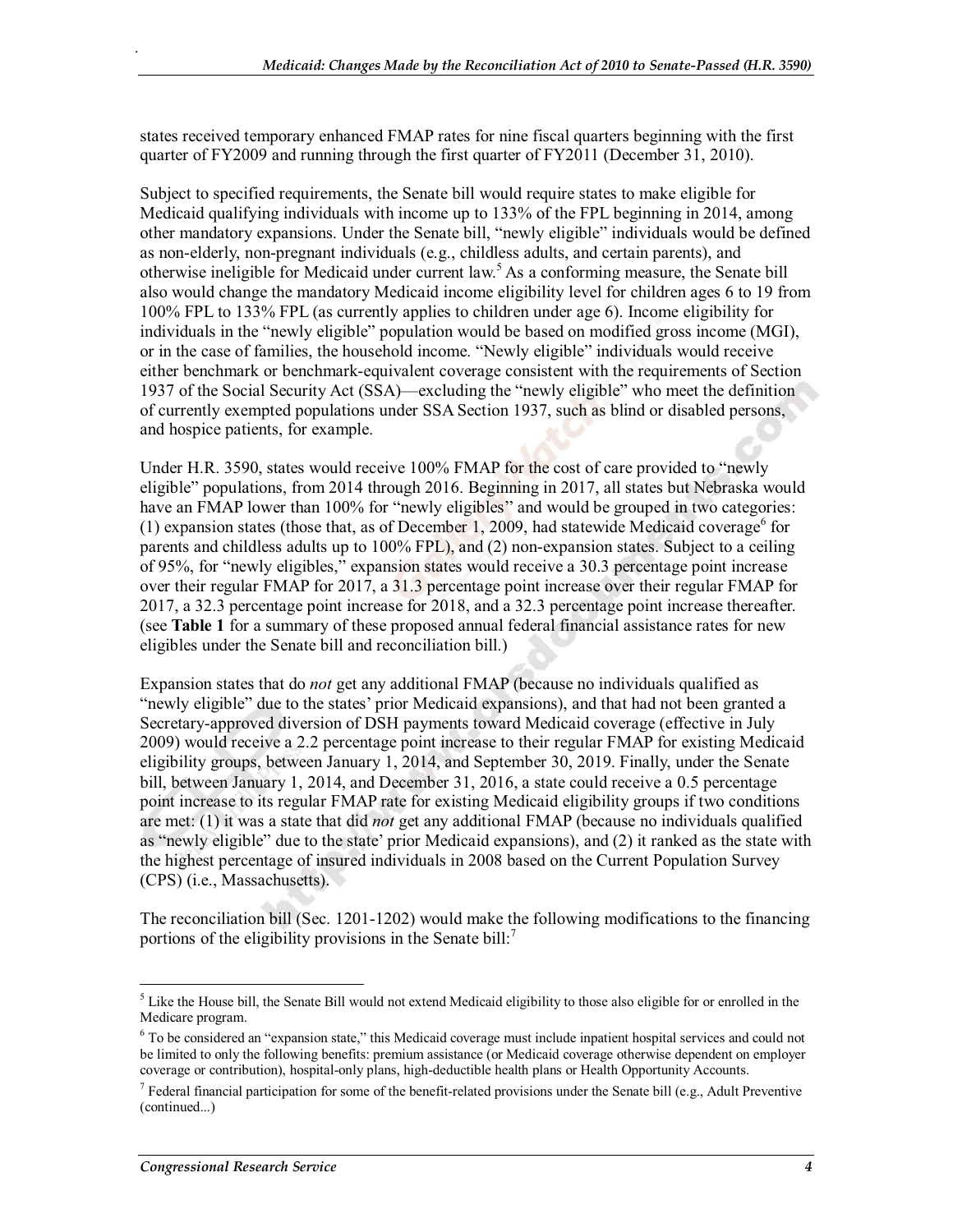states received temporary enhanced FMAP rates for nine fiscal quarters beginning with the first quarter of FY2009 and running through the first quarter of FY2011 (December 31, 2010).

Subject to specified requirements, the Senate bill would require states to make eligible for Medicaid qualifying individuals with income up to 133% of the FPL beginning in 2014, among other mandatory expansions. Under the Senate bill, "newly eligible" individuals would be defined as non-elderly, non-pregnant individuals (e.g., childless adults, and certain parents), and otherwise ineligible for Medicaid under current law.[5] As a conforming measure, the Senate bill also would change the mandatory Medicaid income eligibility level for children ages 6 to 19 from 100% FPL to 133% FPL (as currently applies to children under age 6). Income eligibility for individuals in the "newly eligible" population would be based on modified gross income (MGI), or in the case of families, the household income. "Newly eligible" individuals would receive either benchmark or benchmark-equivalent coverage consistent with the requirements of Section 1937 of the Social Security Act (SSA)—excluding the "newly eligible" who meet the definition of currently exempted populations under SSA Section 1937, such as blind or disabled persons, and hospice patients, for example.

Under H.R. 3590, states would receive 100% FMAP for the cost of care provided to "newly eligible" populations, from 2014 through 2016. Beginning in 2017, all states but Nebraska would have an FMAP lower than 100% for "newly eligibles" and would be grouped in two categories: (1) expansion states (those that, as of December 1, 2009, had statewide Medicaid coverage[6] for parents and childless adults up to 100% FPL), and (2) non-expansion states. Subject to a ceiling of 95%, for "newly eligibles," expansion states would receive a 30.3 percentage point increase over their regular FMAP for 2017, a 31.3 percentage point increase over their regular FMAP for 2017, a 32.3 percentage point increase for 2018, and a 32.3 percentage point increase thereafter. (see **Table 1** for a summary of these proposed annual federal financial assistance rates for new eligibles under the Senate bill and reconciliation bill.)

Expansion states that do *not* get any additional FMAP (because no individuals qualified as "newly eligible" due to the states' prior Medicaid expansions), and that had not been granted a Secretary-approved diversion of DSH payments toward Medicaid coverage (effective in July 2009) would receive a 2.2 percentage point increase to their regular FMAP for existing Medicaid eligibility groups, between January 1, 2014, and September 30, 2019. Finally, under the Senate bill, between January 1, 2014, and December 31, 2016, a state could receive a 0.5 percentage point increase to its regular FMAP rate for existing Medicaid eligibility groups if two conditions are met: (1) it was a state that did *not* get any additional FMAP (because no individuals qualified as "newly eligible" due to the state' prior Medicaid expansions), and (2) it ranked as the state with the highest percentage of insured individuals in 2008 based on the Current Population Survey (CPS) (i.e., Massachusetts).

The reconciliation bill (Sec. 1201-1202) would make the following modifications to the financing portions of the eligibility provisions in the Senate bill:[7]

---

[5] Like the House bill, the Senate Bill would not extend Medicaid eligibility to those also eligible for or enrolled in the Medicare program.

[6] To be considered an "expansion state," this Medicaid coverage must include inpatient hospital services and could not be limited to only the following benefits: premium assistance (or Medicaid coverage otherwise dependent on employer coverage or contribution), hospital-only plans, high-deductible health plans or Health Opportunity Accounts.

[7] Federal financial participation for some of the benefit-related provisions under the Senate bill (e.g., Adult Preventive (continued...)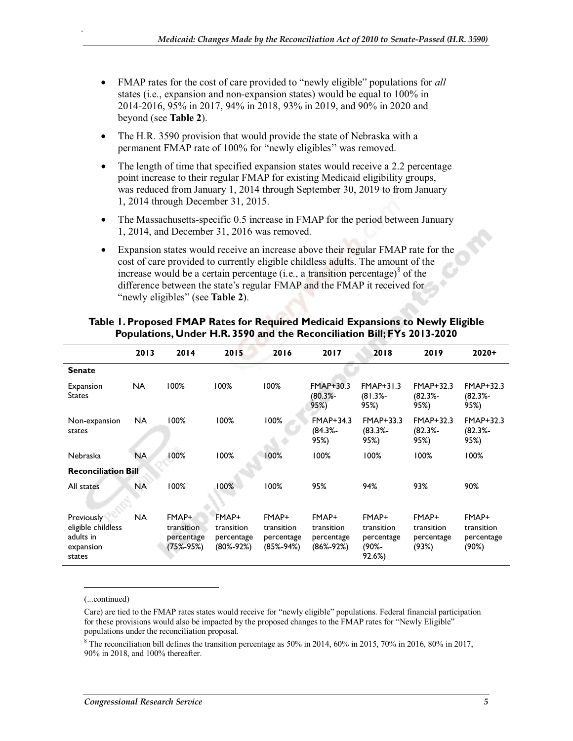- FMAP rates for the cost of care provided to "newly eligible" populations for *all* states (i.e., expansion and non-expansion states) would be equal to 100% in 2014-2016, 95% in 2017, 94% in 2018, 93% in 2019, and 90% in 2020 and beyond (see **Table 2**).
- The H.R. 3590 provision that would provide the state of Nebraska with a permanent FMAP rate of 100% for "newly eligibles" was removed.
- The length of time that specified expansion states would receive a 2.2 percentage point increase to their regular FMAP for existing Medicaid eligibility groups, was reduced from January 1, 2014 through September 30, 2019 to from January 1, 2014 through December 31, 2015.
- The Massachusetts-specific 0.5 increase in FMAP for the period between January 1, 2014, and December 31, 2016 was removed.
- Expansion states would receive an increase above their regular FMAP rate for the cost of care provided to currently eligible childless adults. The amount of the increase would be a certain percentage (i.e., a transition percentage)[8] of the difference between the state's regular FMAP and the FMAP it received for "newly eligibles" (see **Table 2**).

**Table 1. Proposed FMAP Rates for Required Medicaid Expansions to Newly Eligible Populations, Under H.R. 3590 and the Reconciliation Bill; FYs 2013-2020**

| | 2013 | 2014 | 2015 | 2016 | 2017 | 2018 | 2019 | 2020+ |
|---|---|---|---|---|---|---|---|---|
| **Senate** | | | | | | | | |
| Expansion States | NA | 100% | 100% | 100% | FMAP+30.3 (80.3%-95%) | FMAP+31.3 (81.3%-95%) | FMAP+32.3 (82.3%-95%) | FMAP+32.3 (82.3%-95%) |
| Non-expansion states | NA | 100% | 100% | 100% | FMAP+34.3 (84.3%-95%) | FMAP+33.3 (83.3%-95%) | FMAP+32.3 (82.3%-95%) | FMAP+32.3 (82.3%-95%) |
| Nebraska | NA | 100% | 100% | 100% | 100% | 100% | 100% | 100% |
| **Reconciliation Bill** | | | | | | | | |
| All states | NA | 100% | 100% | 100% | 95% | 94% | 93% | 90% |
| Previously eligible childless adults in expansion states | NA | FMAP+ transition percentage (75%-95%) | FMAP+ transition percentage (80%-92%) | FMAP+ transition percentage (85%-94%) | FMAP+ transition percentage (86%-92%) | FMAP+ transition percentage (90%-92.6%) | FMAP+ transition percentage (93%) | FMAP+ transition percentage (90%) |

(...continued)

Care) are tied to the FMAP rates states would receive for "newly eligible" populations. Federal financial participation for these provisions would also be impacted by the proposed changes to the FMAP rates for "Newly Eligible" populations under the reconciliation proposal.

[8] The reconciliation bill defines the transition percentage as 50% in 2014, 60% in 2015, 70% in 2016, 80% in 2017, 90% in 2018, and 100% thereafter.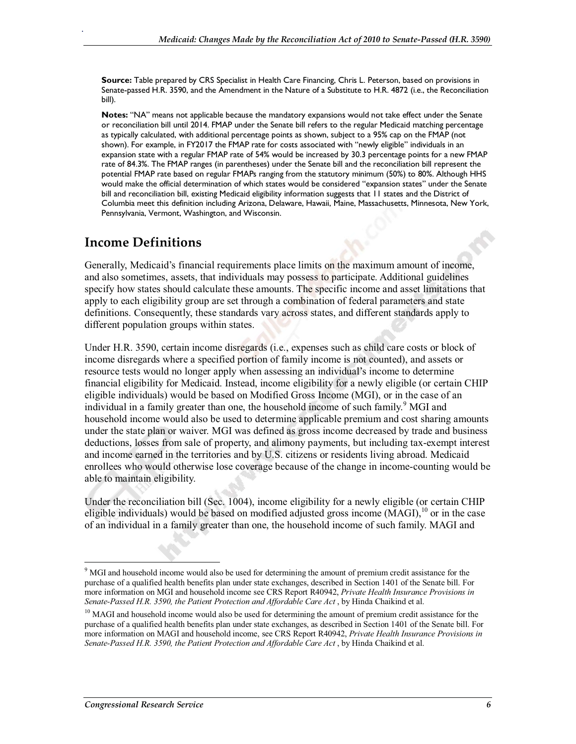**Source:** Table prepared by CRS Specialist in Health Care Financing, Chris L. Peterson, based on provisions in Senate-passed H.R. 3590, and the Amendment in the Nature of a Substitute to H.R. 4872 (i.e., the Reconciliation bill).

**Notes:** "NA" means not applicable because the mandatory expansions would not take effect under the Senate or reconciliation bill until 2014. FMAP under the Senate bill refers to the regular Medicaid matching percentage as typically calculated, with additional percentage points as shown, subject to a 95% cap on the FMAP (not shown). For example, in FY2017 the FMAP rate for costs associated with "newly eligible" individuals in an expansion state with a regular FMAP rate of 54% would be increased by 30.3 percentage points for a new FMAP rate of 84.3%. The FMAP ranges (in parentheses) under the Senate bill and the reconciliation bill represent the potential FMAP rate based on regular FMAPs ranging from the statutory minimum (50%) to 80%. Although HHS would make the official determination of which states would be considered "expansion states" under the Senate bill and reconciliation bill, existing Medicaid eligibility information suggests that 11 states and the District of Columbia meet this definition including Arizona, Delaware, Hawaii, Maine, Massachusetts, Minnesota, New York, Pennsylvania, Vermont, Washington, and Wisconsin.

## Income Definitions

Generally, Medicaid's financial requirements place limits on the maximum amount of income, and also sometimes, assets, that individuals may possess to participate. Additional guidelines specify how states should calculate these amounts. The specific income and asset limitations that apply to each eligibility group are set through a combination of federal parameters and state definitions. Consequently, these standards vary across states, and different standards apply to different population groups within states.

Under H.R. 3590, certain income disregards (i.e., expenses such as child care costs or block of income disregards where a specified portion of family income is not counted), and assets or resource tests would no longer apply when assessing an individual's income to determine financial eligibility for Medicaid. Instead, income eligibility for a newly eligible (or certain CHIP eligible individuals) would be based on Modified Gross Income (MGI), or in the case of an individual in a family greater than one, the household income of such family.[9] MGI and household income would also be used to determine applicable premium and cost sharing amounts under the state plan or waiver. MGI was defined as gross income decreased by trade and business deductions, losses from sale of property, and alimony payments, but including tax-exempt interest and income earned in the territories and by U.S. citizens or residents living abroad. Medicaid enrollees who would otherwise lose coverage because of the change in income-counting would be able to maintain eligibility.

Under the reconciliation bill (Sec. 1004), income eligibility for a newly eligible (or certain CHIP eligible individuals) would be based on modified adjusted gross income (MAGI),[10] or in the case of an individual in a family greater than one, the household income of such family. MAGI and

---

[9] MGI and household income would also be used for determining the amount of premium credit assistance for the purchase of a qualified health benefits plan under state exchanges, described in Section 1401 of the Senate bill. For more information on MGI and household income see CRS Report R40942, *Private Health Insurance Provisions in Senate-Passed H.R. 3590, the Patient Protection and Affordable Care Act* , by Hinda Chaikind et al.

[10] MAGI and household income would also be used for determining the amount of premium credit assistance for the purchase of a qualified health benefits plan under state exchanges, as described in Section 1401 of the Senate bill. For more information on MAGI and household income, see CRS Report R40942, *Private Health Insurance Provisions in Senate-Passed H.R. 3590, the Patient Protection and Affordable Care Act* , by Hinda Chaikind et al.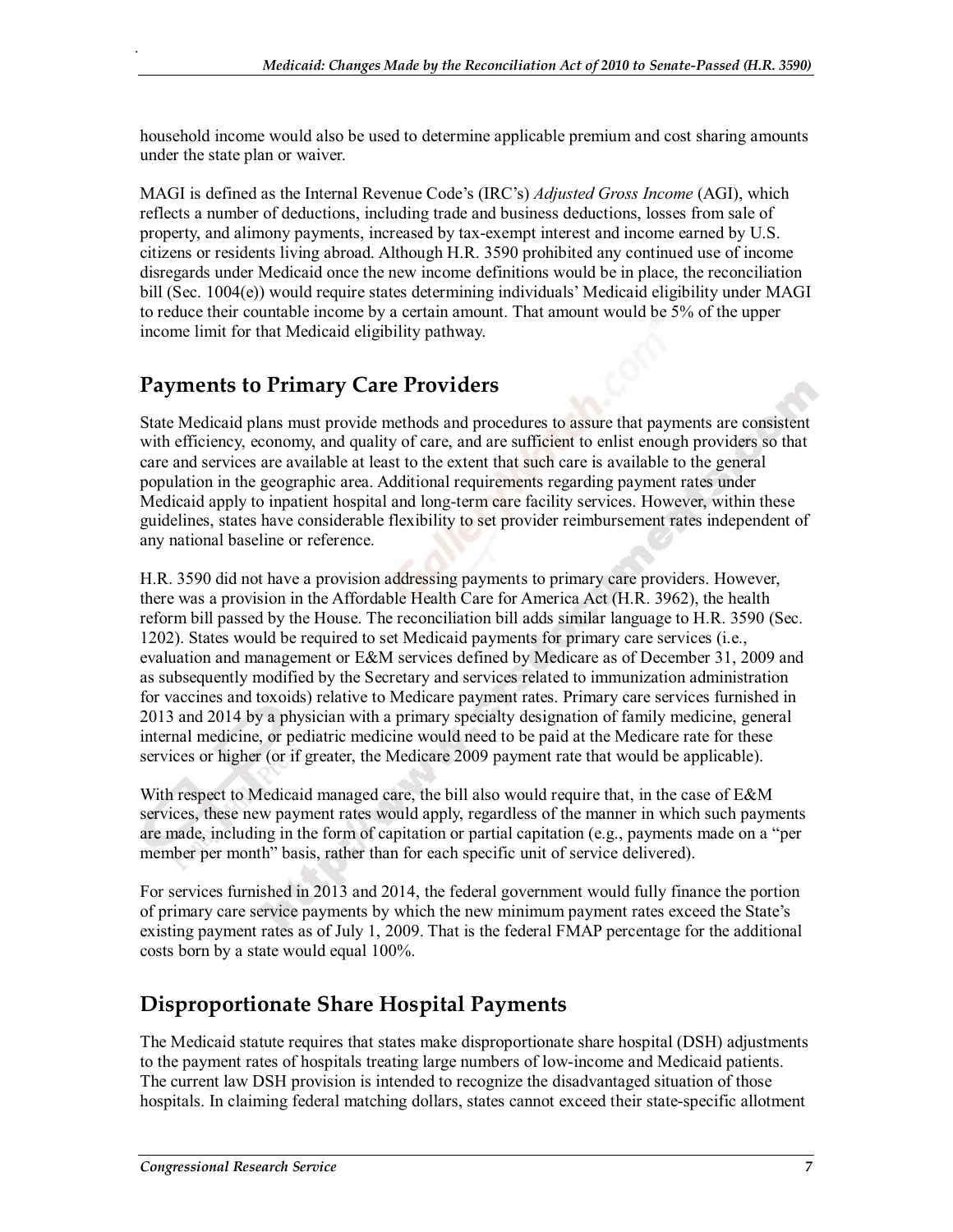household income would also be used to determine applicable premium and cost sharing amounts under the state plan or waiver.

MAGI is defined as the Internal Revenue Code's (IRC's) *Adjusted Gross Income* (AGI), which reflects a number of deductions, including trade and business deductions, losses from sale of property, and alimony payments, increased by tax-exempt interest and income earned by U.S. citizens or residents living abroad. Although H.R. 3590 prohibited any continued use of income disregards under Medicaid once the new income definitions would be in place, the reconciliation bill (Sec. 1004(e)) would require states determining individuals' Medicaid eligibility under MAGI to reduce their countable income by a certain amount. That amount would be 5% of the upper income limit for that Medicaid eligibility pathway.

## Payments to Primary Care Providers

State Medicaid plans must provide methods and procedures to assure that payments are consistent with efficiency, economy, and quality of care, and are sufficient to enlist enough providers so that care and services are available at least to the extent that such care is available to the general population in the geographic area. Additional requirements regarding payment rates under Medicaid apply to inpatient hospital and long-term care facility services. However, within these guidelines, states have considerable flexibility to set provider reimbursement rates independent of any national baseline or reference.

H.R. 3590 did not have a provision addressing payments to primary care providers. However, there was a provision in the Affordable Health Care for America Act (H.R. 3962), the health reform bill passed by the House. The reconciliation bill adds similar language to H.R. 3590 (Sec. 1202). States would be required to set Medicaid payments for primary care services (i.e., evaluation and management or E&M services defined by Medicare as of December 31, 2009 and as subsequently modified by the Secretary and services related to immunization administration for vaccines and toxoids) relative to Medicare payment rates. Primary care services furnished in 2013 and 2014 by a physician with a primary specialty designation of family medicine, general internal medicine, or pediatric medicine would need to be paid at the Medicare rate for these services or higher (or if greater, the Medicare 2009 payment rate that would be applicable).

With respect to Medicaid managed care, the bill also would require that, in the case of E&M services, these new payment rates would apply, regardless of the manner in which such payments are made, including in the form of capitation or partial capitation (e.g., payments made on a "per member per month" basis, rather than for each specific unit of service delivered).

For services furnished in 2013 and 2014, the federal government would fully finance the portion of primary care service payments by which the new minimum payment rates exceed the State's existing payment rates as of July 1, 2009. That is the federal FMAP percentage for the additional costs born by a state would equal 100%.

## Disproportionate Share Hospital Payments

The Medicaid statute requires that states make disproportionate share hospital (DSH) adjustments to the payment rates of hospitals treating large numbers of low-income and Medicaid patients. The current law DSH provision is intended to recognize the disadvantaged situation of those hospitals. In claiming federal matching dollars, states cannot exceed their state-specific allotment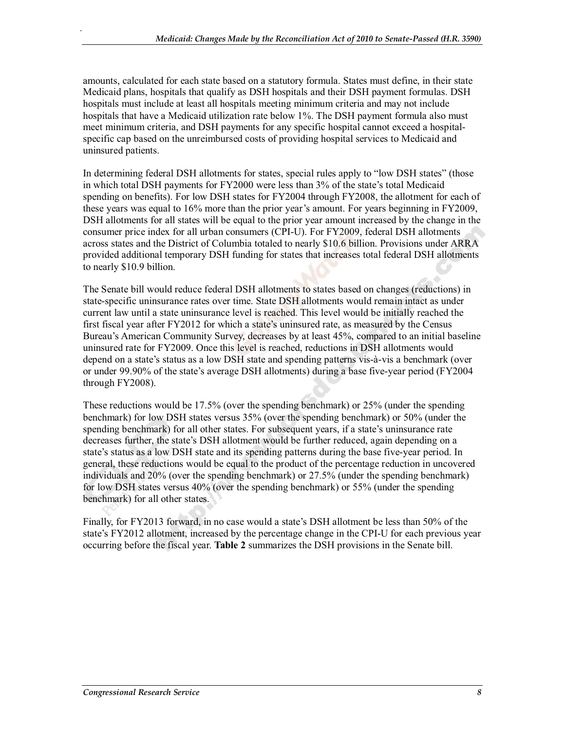amounts, calculated for each state based on a statutory formula. States must define, in their state Medicaid plans, hospitals that qualify as DSH hospitals and their DSH payment formulas. DSH hospitals must include at least all hospitals meeting minimum criteria and may not include hospitals that have a Medicaid utilization rate below 1%. The DSH payment formula also must meet minimum criteria, and DSH payments for any specific hospital cannot exceed a hospital-specific cap based on the unreimbursed costs of providing hospital services to Medicaid and uninsured patients.

In determining federal DSH allotments for states, special rules apply to "low DSH states" (those in which total DSH payments for FY2000 were less than 3% of the state's total Medicaid spending on benefits). For low DSH states for FY2004 through FY2008, the allotment for each of these years was equal to 16% more than the prior year's amount. For years beginning in FY2009, DSH allotments for all states will be equal to the prior year amount increased by the change in the consumer price index for all urban consumers (CPI-U). For FY2009, federal DSH allotments across states and the District of Columbia totaled to nearly $10.6 billion. Provisions under ARRA provided additional temporary DSH funding for states that increases total federal DSH allotments to nearly $10.9 billion.

The Senate bill would reduce federal DSH allotments to states based on changes (reductions) in state-specific uninsurance rates over time. State DSH allotments would remain intact as under current law until a state uninsurance level is reached. This level would be initially reached the first fiscal year after FY2012 for which a state's uninsured rate, as measured by the Census Bureau's American Community Survey, decreases by at least 45%, compared to an initial baseline uninsured rate for FY2009. Once this level is reached, reductions in DSH allotments would depend on a state's status as a low DSH state and spending patterns vis-à-vis a benchmark (over or under 99.90% of the state's average DSH allotments) during a base five-year period (FY2004 through FY2008).

These reductions would be 17.5% (over the spending benchmark) or 25% (under the spending benchmark) for low DSH states versus 35% (over the spending benchmark) or 50% (under the spending benchmark) for all other states. For subsequent years, if a state's uninsurance rate decreases further, the state's DSH allotment would be further reduced, again depending on a state's status as a low DSH state and its spending patterns during the base five-year period. In general, these reductions would be equal to the product of the percentage reduction in uncovered individuals and 20% (over the spending benchmark) or 27.5% (under the spending benchmark) for low DSH states versus 40% (over the spending benchmark) or 55% (under the spending benchmark) for all other states.

Finally, for FY2013 forward, in no case would a state's DSH allotment be less than 50% of the state's FY2012 allotment, increased by the percentage change in the CPI-U for each previous year occurring before the fiscal year. **Table 2** summarizes the DSH provisions in the Senate bill.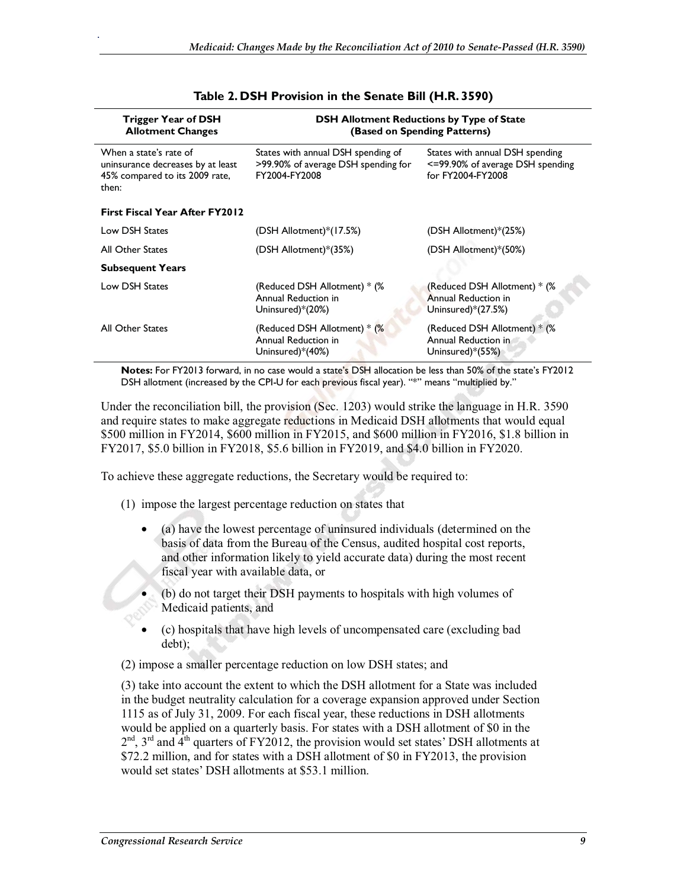**Table 2. DSH Provision in the Senate Bill (H.R. 3590)**

| Trigger Year of DSH Allotment Changes | DSH Allotment Reductions by Type of State (Based on Spending Patterns) | |
|---|---|---|
| When a state's rate of uninsurance decreases by at least 45% compared to its 2009 rate, then: | States with annual DSH spending of >99.90% of average DSH spending for FY2004-FY2008 | States with annual DSH spending <=99.90% of average DSH spending for FY2004-FY2008 |
| **First Fiscal Year After FY2012** | | |
| Low DSH States | (DSH Allotment)*(17.5%) | (DSH Allotment)*(25%) |
| All Other States | (DSH Allotment)*(35%) | (DSH Allotment)*(50%) |
| **Subsequent Years** | | |
| Low DSH States | (Reduced DSH Allotment) * (% Annual Reduction in Uninsured)*(20%) | (Reduced DSH Allotment) * (% Annual Reduction in Uninsured)*(27.5%) |
| All Other States | (Reduced DSH Allotment) * (% Annual Reduction in Uninsured)*(40%) | (Reduced DSH Allotment) * (% Annual Reduction in Uninsured)*(55%) |

**Notes:** For FY2013 forward, in no case would a state's DSH allocation be less than 50% of the state's FY2012 DSH allotment (increased by the CPI-U for each previous fiscal year). "*" means "multiplied by."

Under the reconciliation bill, the provision (Sec. 1203) would strike the language in H.R. 3590 and require states to make aggregate reductions in Medicaid DSH allotments that would equal $500 million in FY2014, $600 million in FY2015, and $600 million in FY2016, $1.8 billion in FY2017, $5.0 billion in FY2018, $5.6 billion in FY2019, and $4.0 billion in FY2020.

To achieve these aggregate reductions, the Secretary would be required to:

(1) impose the largest percentage reduction on states that

- (a) have the lowest percentage of uninsured individuals (determined on the basis of data from the Bureau of the Census, audited hospital cost reports, and other information likely to yield accurate data) during the most recent fiscal year with available data, or
- (b) do not target their DSH payments to hospitals with high volumes of Medicaid patients, and
- (c) hospitals that have high levels of uncompensated care (excluding bad debt);

(2) impose a smaller percentage reduction on low DSH states; and

(3) take into account the extent to which the DSH allotment for a State was included in the budget neutrality calculation for a coverage expansion approved under Section 1115 as of July 31, 2009. For each fiscal year, these reductions in DSH allotments would be applied on a quarterly basis. For states with a DSH allotment of $0 in the 2nd, 3rd and 4th quarters of FY2012, the provision would set states' DSH allotments at $72.2 million, and for states with a DSH allotment of $0 in FY2013, the provision would set states' DSH allotments at $53.1 million.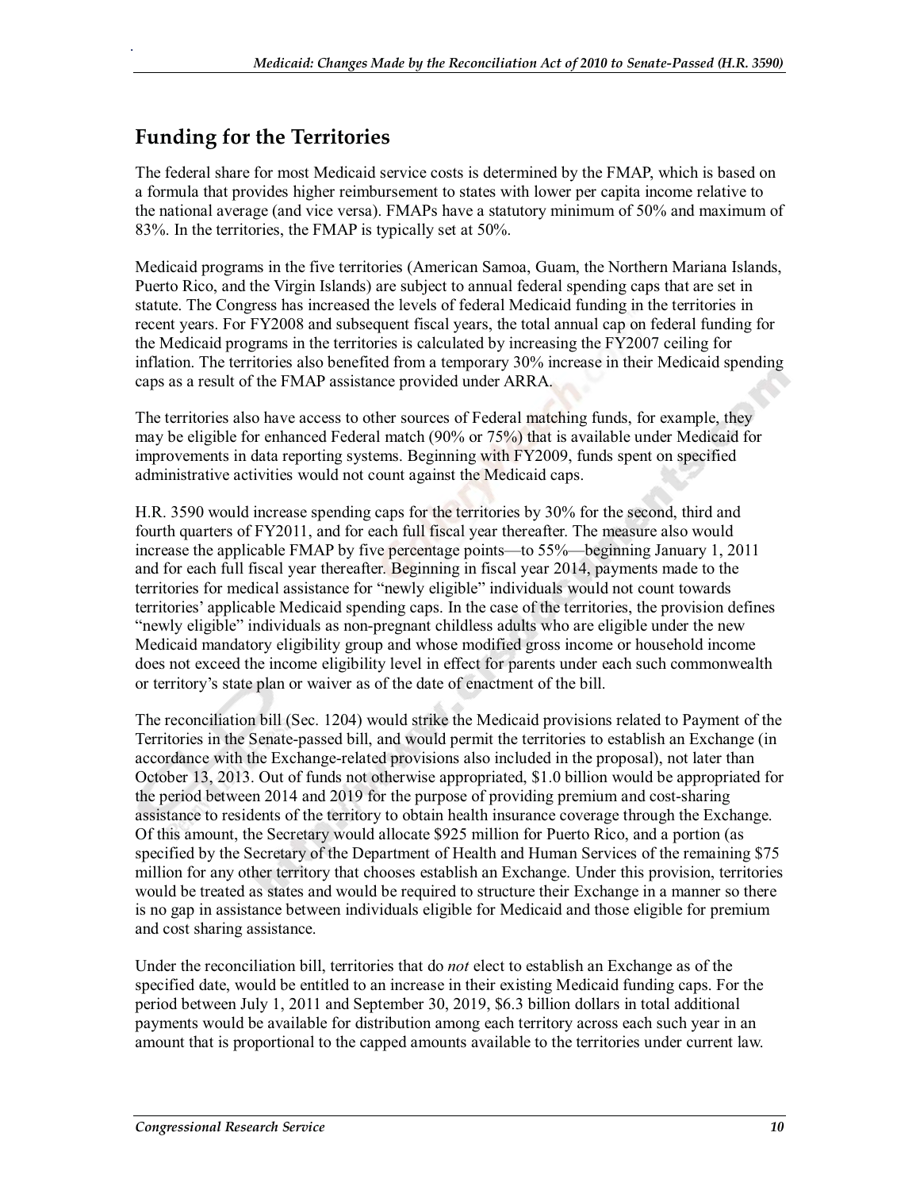## Funding for the Territories

The federal share for most Medicaid service costs is determined by the FMAP, which is based on a formula that provides higher reimbursement to states with lower per capita income relative to the national average (and vice versa). FMAPs have a statutory minimum of 50% and maximum of 83%. In the territories, the FMAP is typically set at 50%.

Medicaid programs in the five territories (American Samoa, Guam, the Northern Mariana Islands, Puerto Rico, and the Virgin Islands) are subject to annual federal spending caps that are set in statute. The Congress has increased the levels of federal Medicaid funding in the territories in recent years. For FY2008 and subsequent fiscal years, the total annual cap on federal funding for the Medicaid programs in the territories is calculated by increasing the FY2007 ceiling for inflation. The territories also benefited from a temporary 30% increase in their Medicaid spending caps as a result of the FMAP assistance provided under ARRA.

The territories also have access to other sources of Federal matching funds, for example, they may be eligible for enhanced Federal match (90% or 75%) that is available under Medicaid for improvements in data reporting systems. Beginning with FY2009, funds spent on specified administrative activities would not count against the Medicaid caps.

H.R. 3590 would increase spending caps for the territories by 30% for the second, third and fourth quarters of FY2011, and for each full fiscal year thereafter. The measure also would increase the applicable FMAP by five percentage points—to 55%—beginning January 1, 2011 and for each full fiscal year thereafter. Beginning in fiscal year 2014, payments made to the territories for medical assistance for "newly eligible" individuals would not count towards territories' applicable Medicaid spending caps. In the case of the territories, the provision defines "newly eligible" individuals as non-pregnant childless adults who are eligible under the new Medicaid mandatory eligibility group and whose modified gross income or household income does not exceed the income eligibility level in effect for parents under each such commonwealth or territory's state plan or waiver as of the date of enactment of the bill.

The reconciliation bill (Sec. 1204) would strike the Medicaid provisions related to Payment of the Territories in the Senate-passed bill, and would permit the territories to establish an Exchange (in accordance with the Exchange-related provisions also included in the proposal), not later than October 13, 2013. Out of funds not otherwise appropriated, $1.0 billion would be appropriated for the period between 2014 and 2019 for the purpose of providing premium and cost-sharing assistance to residents of the territory to obtain health insurance coverage through the Exchange. Of this amount, the Secretary would allocate $925 million for Puerto Rico, and a portion (as specified by the Secretary of the Department of Health and Human Services of the remaining $75 million for any other territory that chooses establish an Exchange. Under this provision, territories would be treated as states and would be required to structure their Exchange in a manner so there is no gap in assistance between individuals eligible for Medicaid and those eligible for premium and cost sharing assistance.

Under the reconciliation bill, territories that do *not* elect to establish an Exchange as of the specified date, would be entitled to an increase in their existing Medicaid funding caps. For the period between July 1, 2011 and September 30, 2019, $6.3 billion dollars in total additional payments would be available for distribution among each territory across each such year in an amount that is proportional to the capped amounts available to the territories under current law.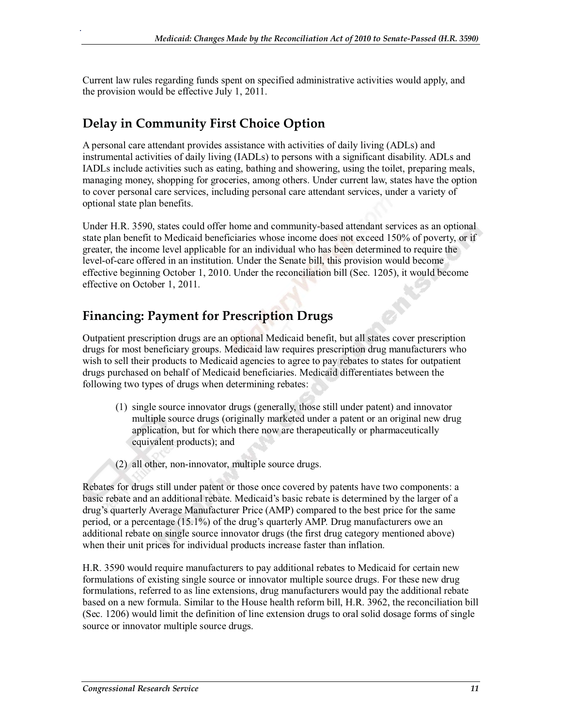Current law rules regarding funds spent on specified administrative activities would apply, and the provision would be effective July 1, 2011.

## Delay in Community First Choice Option

A personal care attendant provides assistance with activities of daily living (ADLs) and instrumental activities of daily living (IADLs) to persons with a significant disability. ADLs and IADLs include activities such as eating, bathing and showering, using the toilet, preparing meals, managing money, shopping for groceries, among others. Under current law, states have the option to cover personal care services, including personal care attendant services, under a variety of optional state plan benefits.

Under H.R. 3590, states could offer home and community-based attendant services as an optional state plan benefit to Medicaid beneficiaries whose income does not exceed 150% of poverty, or if greater, the income level applicable for an individual who has been determined to require the level-of-care offered in an institution. Under the Senate bill, this provision would become effective beginning October 1, 2010. Under the reconciliation bill (Sec. 1205), it would become effective on October 1, 2011.

## Financing: Payment for Prescription Drugs

Outpatient prescription drugs are an optional Medicaid benefit, but all states cover prescription drugs for most beneficiary groups. Medicaid law requires prescription drug manufacturers who wish to sell their products to Medicaid agencies to agree to pay rebates to states for outpatient drugs purchased on behalf of Medicaid beneficiaries. Medicaid differentiates between the following two types of drugs when determining rebates:

(1) single source innovator drugs (generally, those still under patent) and innovator multiple source drugs (originally marketed under a patent or an original new drug application, but for which there now are therapeutically or pharmaceutically equivalent products); and

(2) all other, non-innovator, multiple source drugs.

Rebates for drugs still under patent or those once covered by patents have two components: a basic rebate and an additional rebate. Medicaid's basic rebate is determined by the larger of a drug's quarterly Average Manufacturer Price (AMP) compared to the best price for the same period, or a percentage (15.1%) of the drug's quarterly AMP. Drug manufacturers owe an additional rebate on single source innovator drugs (the first drug category mentioned above) when their unit prices for individual products increase faster than inflation.

H.R. 3590 would require manufacturers to pay additional rebates to Medicaid for certain new formulations of existing single source or innovator multiple source drugs. For these new drug formulations, referred to as line extensions, drug manufacturers would pay the additional rebate based on a new formula. Similar to the House health reform bill, H.R. 3962, the reconciliation bill (Sec. 1206) would limit the definition of line extension drugs to oral solid dosage forms of single source or innovator multiple source drugs.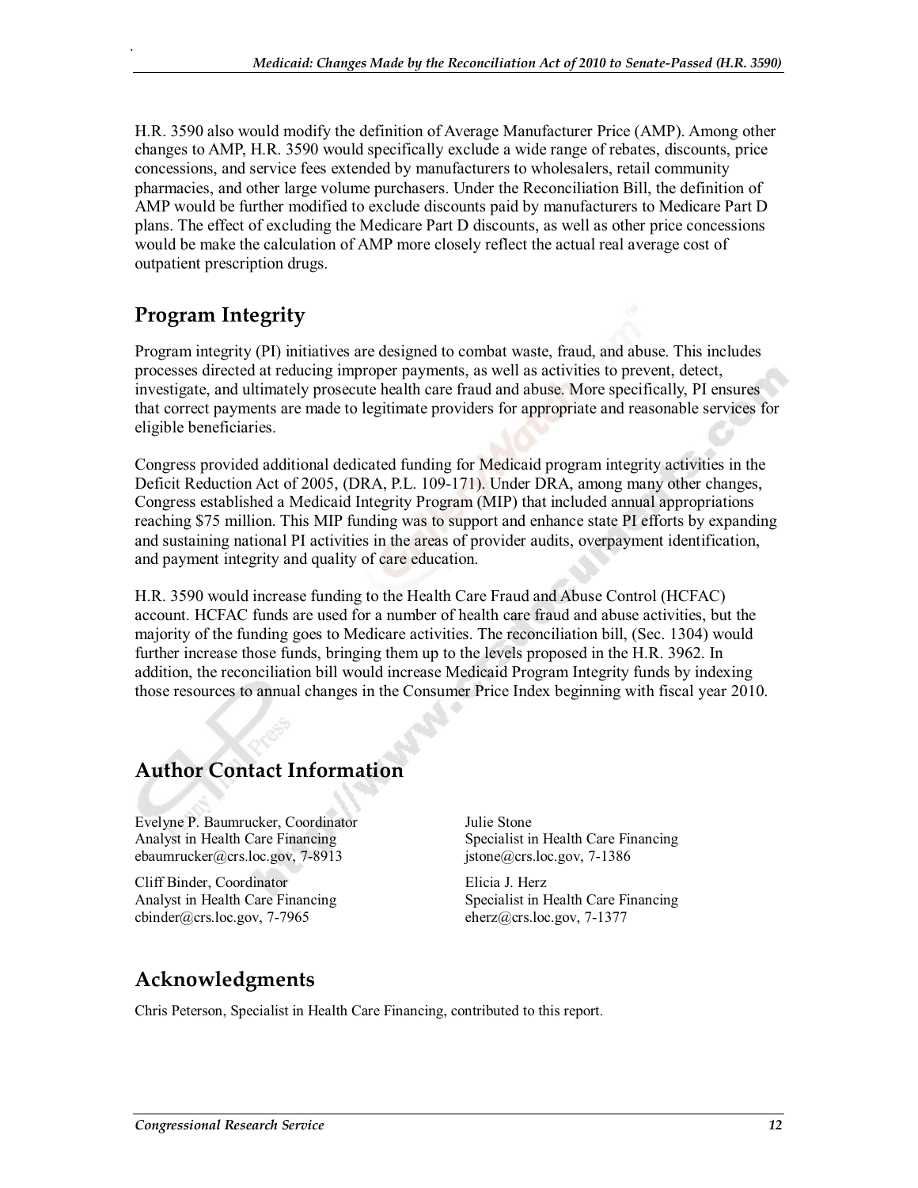H.R. 3590 also would modify the definition of Average Manufacturer Price (AMP). Among other changes to AMP, H.R. 3590 would specifically exclude a wide range of rebates, discounts, price concessions, and service fees extended by manufacturers to wholesalers, retail community pharmacies, and other large volume purchasers. Under the Reconciliation Bill, the definition of AMP would be further modified to exclude discounts paid by manufacturers to Medicare Part D plans. The effect of excluding the Medicare Part D discounts, as well as other price concessions would be make the calculation of AMP more closely reflect the actual real average cost of outpatient prescription drugs.

## Program Integrity

Program integrity (PI) initiatives are designed to combat waste, fraud, and abuse. This includes processes directed at reducing improper payments, as well as activities to prevent, detect, investigate, and ultimately prosecute health care fraud and abuse. More specifically, PI ensures that correct payments are made to legitimate providers for appropriate and reasonable services for eligible beneficiaries.

Congress provided additional dedicated funding for Medicaid program integrity activities in the Deficit Reduction Act of 2005, (DRA, P.L. 109-171). Under DRA, among many other changes, Congress established a Medicaid Integrity Program (MIP) that included annual appropriations reaching $75 million. This MIP funding was to support and enhance state PI efforts by expanding and sustaining national PI activities in the areas of provider audits, overpayment identification, and payment integrity and quality of care education.

H.R. 3590 would increase funding to the Health Care Fraud and Abuse Control (HCFAC) account. HCFAC funds are used for a number of health care fraud and abuse activities, but the majority of the funding goes to Medicare activities. The reconciliation bill, (Sec. 1304) would further increase those funds, bringing them up to the levels proposed in the H.R. 3962. In addition, the reconciliation bill would increase Medicaid Program Integrity funds by indexing those resources to annual changes in the Consumer Price Index beginning with fiscal year 2010.

## Author Contact Information

Evelyne P. Baumrucker, Coordinator
Analyst in Health Care Financing
ebaumrucker@crs.loc.gov, 7-8913

Cliff Binder, Coordinator
Analyst in Health Care Financing
cbinder@crs.loc.gov, 7-7965

Julie Stone
Specialist in Health Care Financing
jstone@crs.loc.gov, 7-1386

Elicia J. Herz
Specialist in Health Care Financing
eherz@crs.loc.gov, 7-1377

## Acknowledgments

Chris Peterson, Specialist in Health Care Financing, contributed to this report.